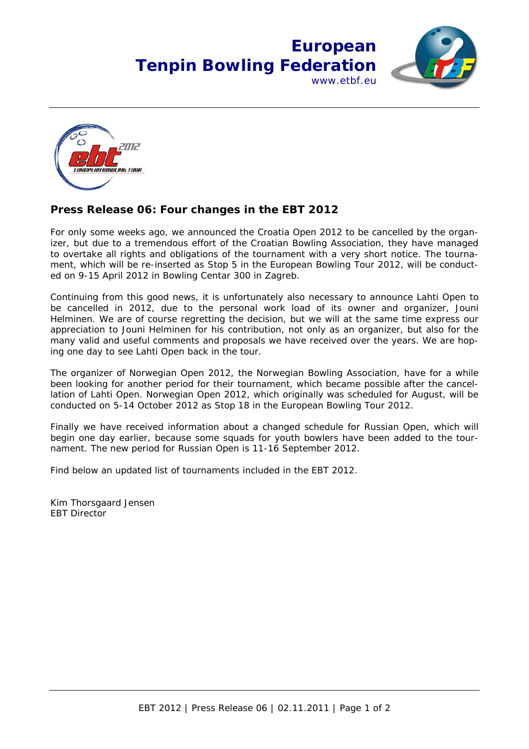# European Tenpin Bowling Federation

www.etbf.eu

## Press Release 06: Four changes in the EBT 2012

For only some weeks ago, we announced the Croatia Open 2012 to be cancelled by the organizer, but due to a tremendous effort of the Croatian Bowling Association, they have managed to overtake all rights and obligations of the tournament with a very short notice. The tournament, which will be re-inserted as Stop 5 in the European Bowling Tour 2012, will be conducted on 9-15 April 2012 in Bowling Centar 300 in Zagreb.

Continuing from this good news, it is unfortunately also necessary to announce Lahti Open to be cancelled in 2012, due to the personal work load of its owner and organizer, Jouni Helminen. We are of course regretting the decision, but we will at the same time express our appreciation to Jouni Helminen for his contribution, not only as an organizer, but also for the many valid and useful comments and proposals we have received over the years. We are hoping one day to see Lahti Open back in the tour.

The organizer of Norwegian Open 2012, the Norwegian Bowling Association, have for a while been looking for another period for their tournament, which became possible after the cancellation of Lahti Open. Norwegian Open 2012, which originally was scheduled for August, will be conducted on 5-14 October 2012 as Stop 18 in the European Bowling Tour 2012.

Finally we have received information about a changed schedule for Russian Open, which will begin one day earlier, because some squads for youth bowlers have been added to the tournament. The new period for Russian Open is 11-16 September 2012.

Find below an updated list of tournaments included in the EBT 2012.

Kim Thorsgaard Jensen
EBT Director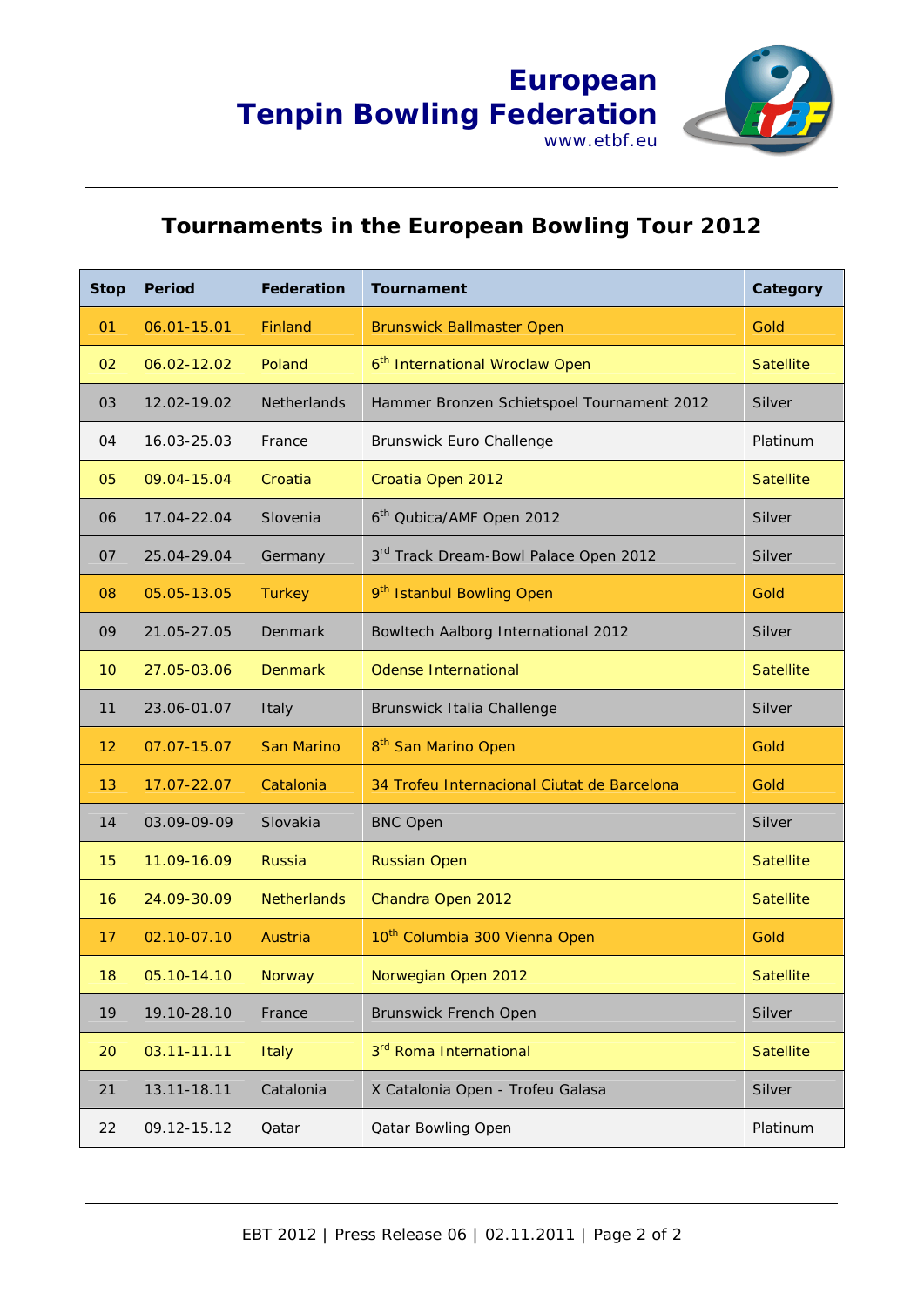European
Tenpin Bowling Federation
www.etbf.eu

## Tournaments in the European Bowling Tour 2012

| Stop | Period | Federation | Tournament | Category |
|---|---|---|---|---|
| 01 | 06.01-15.01 | Finland | Brunswick Ballmaster Open | Gold |
| 02 | 06.02-12.02 | Poland | 6th International Wroclaw Open | Satellite |
| 03 | 12.02-19.02 | Netherlands | Hammer Bronzen Schietspoel Tournament 2012 | Silver |
| 04 | 16.03-25.03 | France | Brunswick Euro Challenge | Platinum |
| 05 | 09.04-15.04 | Croatia | Croatia Open 2012 | Satellite |
| 06 | 17.04-22.04 | Slovenia | 6th Qubica/AMF Open 2012 | Silver |
| 07 | 25.04-29.04 | Germany | 3rd Track Dream-Bowl Palace Open 2012 | Silver |
| 08 | 05.05-13.05 | Turkey | 9th Istanbul Bowling Open | Gold |
| 09 | 21.05-27.05 | Denmark | Bowltech Aalborg International 2012 | Silver |
| 10 | 27.05-03.06 | Denmark | Odense International | Satellite |
| 11 | 23.06-01.07 | Italy | Brunswick Italia Challenge | Silver |
| 12 | 07.07-15.07 | San Marino | 8th San Marino Open | Gold |
| 13 | 17.07-22.07 | Catalonia | 34 Trofeu Internacional Ciutat de Barcelona | Gold |
| 14 | 03.09-09-09 | Slovakia | BNC Open | Silver |
| 15 | 11.09-16.09 | Russia | Russian Open | Satellite |
| 16 | 24.09-30.09 | Netherlands | Chandra Open 2012 | Satellite |
| 17 | 02.10-07.10 | Austria | 10th Columbia 300 Vienna Open | Gold |
| 18 | 05.10-14.10 | Norway | Norwegian Open 2012 | Satellite |
| 19 | 19.10-28.10 | France | Brunswick French Open | Silver |
| 20 | 03.11-11.11 | Italy | 3rd Roma International | Satellite |
| 21 | 13.11-18.11 | Catalonia | X Catalonia Open - Trofeu Galasa | Silver |
| 22 | 09.12-15.12 | Qatar | Qatar Bowling Open | Platinum |